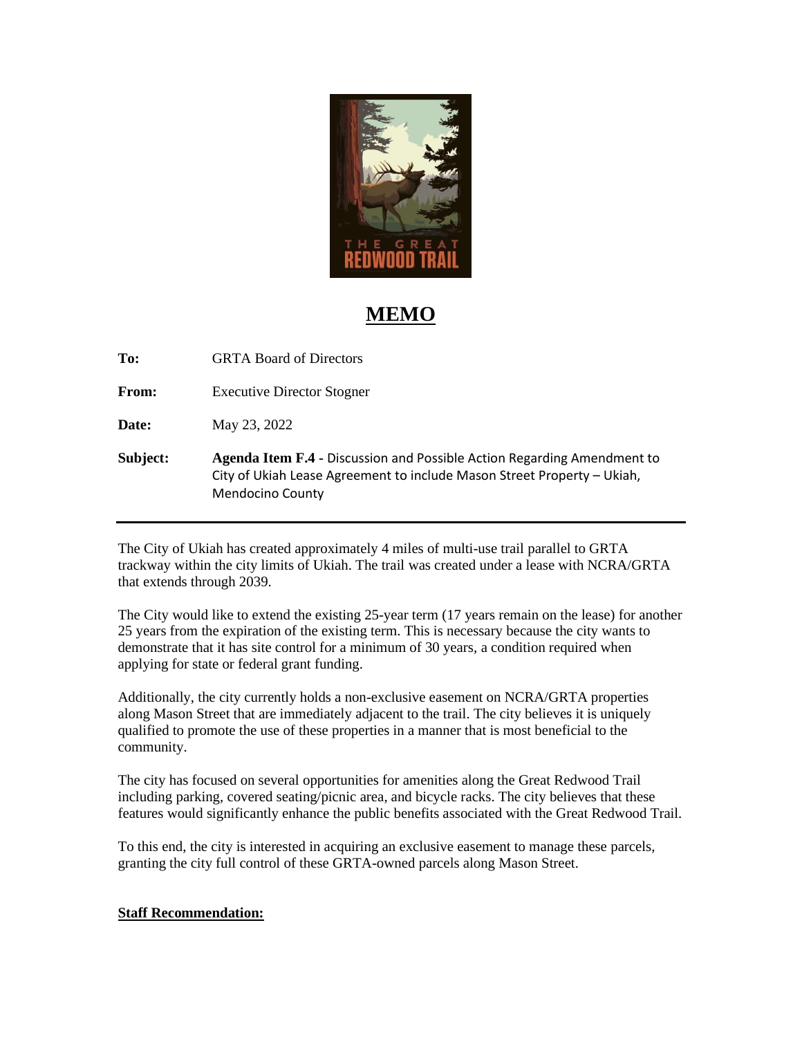# MEMO

**To:** GRTA Board of Directors

**From:** Executive Director Stogner

**Date:** May 23, 2022

**Subject:** **Agenda Item F.4** - Discussion and Possible Action Regarding Amendment to City of Ukiah Lease Agreement to include Mason Street Property – Ukiah, Mendocino County

---

The City of Ukiah has created approximately 4 miles of multi-use trail parallel to GRTA trackway within the city limits of Ukiah. The trail was created under a lease with NCRA/GRTA that extends through 2039.

The City would like to extend the existing 25-year term (17 years remain on the lease) for another 25 years from the expiration of the existing term. This is necessary because the city wants to demonstrate that it has site control for a minimum of 30 years, a condition required when applying for state or federal grant funding.

Additionally, the city currently holds a non-exclusive easement on NCRA/GRTA properties along Mason Street that are immediately adjacent to the trail. The city believes it is uniquely qualified to promote the use of these properties in a manner that is most beneficial to the community.

The city has focused on several opportunities for amenities along the Great Redwood Trail including parking, covered seating/picnic area, and bicycle racks. The city believes that these features would significantly enhance the public benefits associated with the Great Redwood Trail.

To this end, the city is interested in acquiring an exclusive easement to manage these parcels, granting the city full control of these GRTA-owned parcels along Mason Street.

**Staff Recommendation:**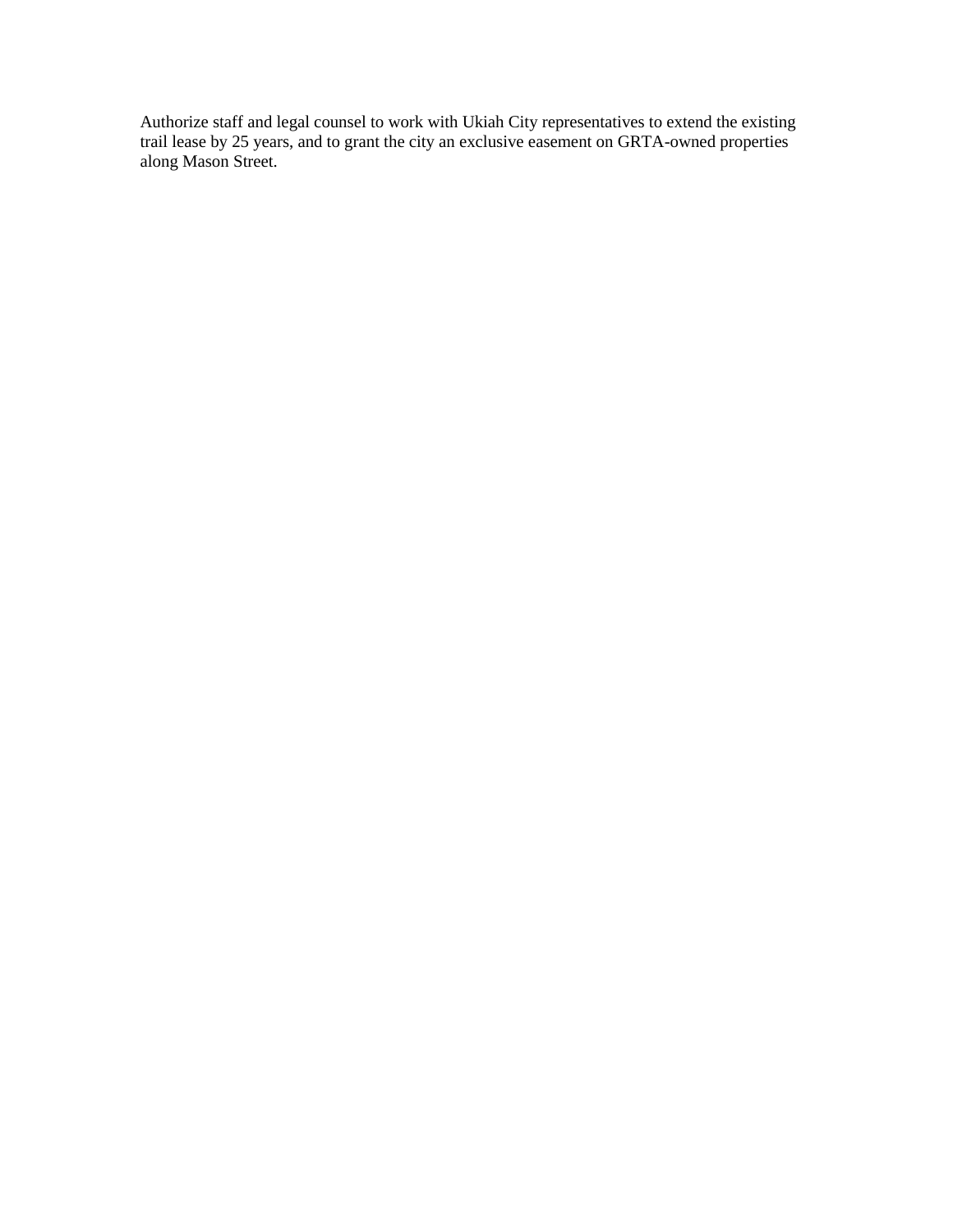Authorize staff and legal counsel to work with Ukiah City representatives to extend the existing trail lease by 25 years, and to grant the city an exclusive easement on GRTA-owned properties along Mason Street.